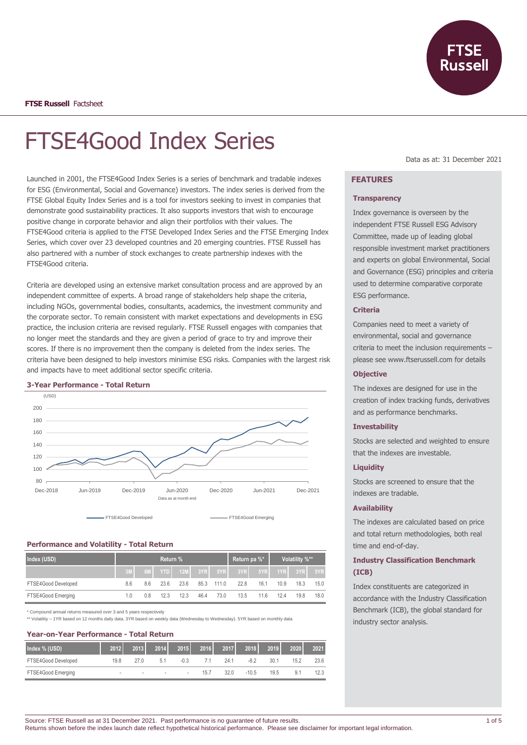**FTSE Russell** Factsheet

# FTSE4Good Index Series

Data as at: 31 December 2021

Launched in 2001, the FTSE4Good Index Series is a series of benchmark and tradable indexes for ESG (Environmental, Social and Governance) investors. The index series is derived from the FTSE Global Equity Index Series and is a tool for investors seeking to invest in companies that demonstrate good sustainability practices. It also supports investors that wish to encourage positive change in corporate behavior and align their portfolios with their values. The FTSE4Good criteria is applied to the FTSE Developed Index Series and the FTSE Emerging Index Series, which cover over 23 developed countries and 20 emerging countries. FTSE Russell has also partnered with a number of stock exchanges to create partnership indexes with the FTSE4Good criteria.

Criteria are developed using an extensive market consultation process and are approved by an independent committee of experts. A broad range of stakeholders help shape the criteria, including NGOs, governmental bodies, consultants, academics, the investment community and the corporate sector. To remain consistent with market expectations and developments in ESG practice, the inclusion criteria are revised regularly. FTSE Russell engages with companies that no longer meet the standards and they are given a period of grace to try and improve their scores. If there is no improvement then the company is deleted from the index series. The criteria have been designed to help investors minimise ESG risks. Companies with the largest risk and impacts have to meet additional sector specific criteria.

### 3-Year Performance - Total Return

(USD)

Data as at month end

FTSE4Good Developed — FTSE4Good Emerging

### Performance and Volatility - Total Return

| Index (USD) | Return % | | | | | | Return pa %* | | Volatility %** | | |
|---|---|---|---|---|---|---|---|---|---|---|---|
| | 3M | 6M | YTD | 12M | 3YR | 5YR | 3YR | 5YR | 1YR | 3YR | 5YR |
| FTSE4Good Developed | 8.6 | 8.6 | 23.6 | 23.6 | 85.3 | 111.0 | 22.8 | 16.1 | 10.9 | 18.3 | 15.0 |
| FTSE4Good Emerging | 1.0 | 0.8 | 12.3 | 12.3 | 46.4 | 73.0 | 13.5 | 11.6 | 12.4 | 19.8 | 18.0 |

\* Compound annual returns measured over 3 and 5 years respectively
\** Volatility – 1YR based on 12 months daily data. 3YR based on weekly data (Wednesday to Wednesday). 5YR based on monthly data

### Year-on-Year Performance - Total Return

| Index % (USD) | 2012 | 2013 | 2014 | 2015 | 2016 | 2017 | 2018 | 2019 | 2020 | 2021 |
|---|---|---|---|---|---|---|---|---|---|---|
| FTSE4Good Developed | 19.8 | 27.0 | 5.1 | -0.3 | 7.1 | 24.1 | -8.2 | 30.1 | 15.2 | 23.6 |
| FTSE4Good Emerging | - | - | - | - | 15.7 | 32.0 | -10.5 | 19.5 | 9.1 | 12.3 |

## FEATURES

### Transparency

Index governance is overseen by the independent FTSE Russell ESG Advisory Committee, made up of leading global responsible investment market practitioners and experts on global Environmental, Social and Governance (ESG) principles and criteria used to determine comparative corporate ESG performance.

### Criteria

Companies need to meet a variety of environmental, social and governance criteria to meet the inclusion requirements – please see www.ftserussell.com for details

### Objective

The indexes are designed for use in the creation of index tracking funds, derivatives and as performance benchmarks.

### Investability

Stocks are selected and weighted to ensure that the indexes are investable.

### Liquidity

Stocks are screened to ensure that the indexes are tradable.

### Availability

The indexes are calculated based on price and total return methodologies, both real time and end-of-day.

### Industry Classification Benchmark (ICB)

Index constituents are categorized in accordance with the Industry Classification Benchmark (ICB), the global standard for industry sector analysis.

Source: FTSE Russell as at 31 December 2021. Past performance is no guarantee of future results.
Returns shown before the index launch date reflect hypothetical historical performance. Please see disclaimer for important legal information.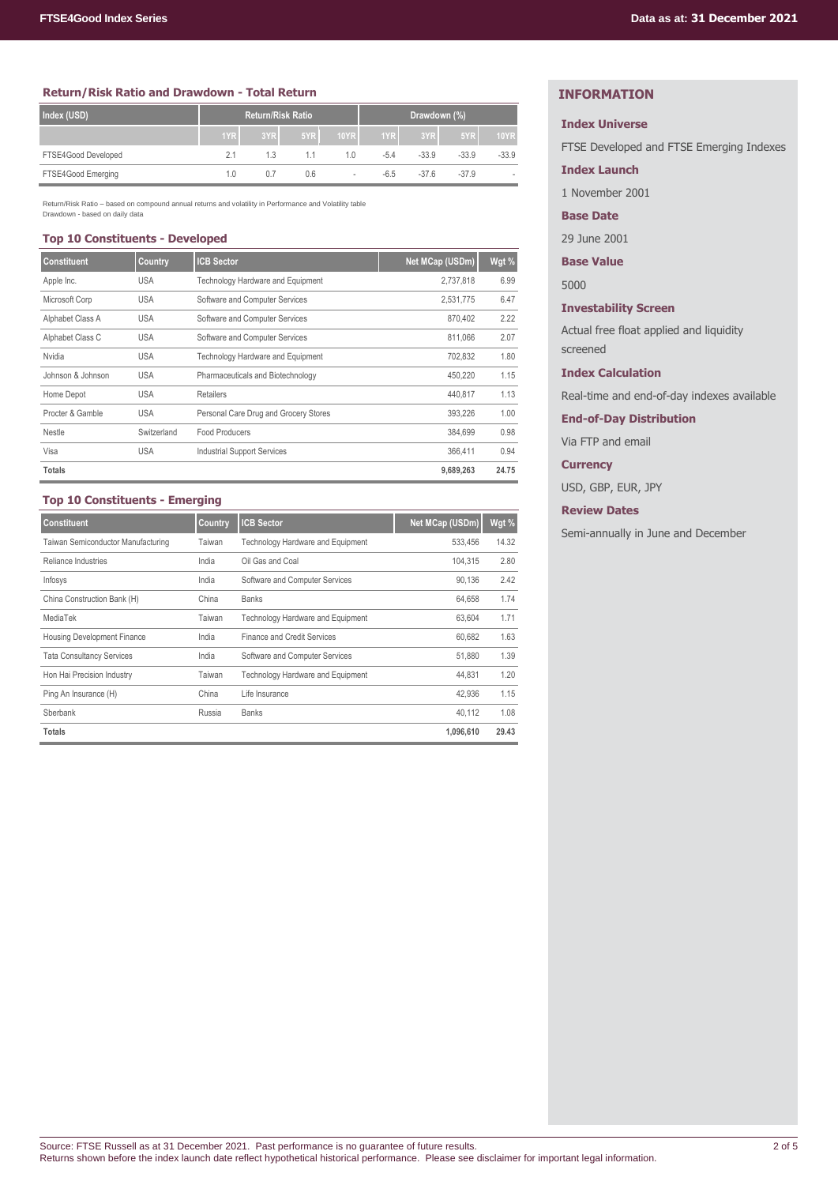## Return/Risk Ratio and Drawdown - Total Return

| Index (USD) | Return/Risk Ratio | | | | Drawdown (%) | | | |
|---|---|---|---|---|---|---|---|---|
| | 1YR | 3YR | 5YR | 10YR | 1YR | 3YR | 5YR | 10YR |
| FTSE4Good Developed | 2.1 | 1.3 | 1.1 | 1.0 | -5.4 | -33.9 | -33.9 | -33.9 |
| FTSE4Good Emerging | 1.0 | 0.7 | 0.6 | - | -6.5 | -37.6 | -37.9 | - |

Return/Risk Ratio – based on compound annual returns and volatility in Performance and Volatility table
Drawdown - based on daily data

## Top 10 Constituents - Developed

| Constituent | Country | ICB Sector | Net MCap (USDm) | Wgt % |
|---|---|---|---|---|
| Apple Inc. | USA | Technology Hardware and Equipment | 2,737,818 | 6.99 |
| Microsoft Corp | USA | Software and Computer Services | 2,531,775 | 6.47 |
| Alphabet Class A | USA | Software and Computer Services | 870,402 | 2.22 |
| Alphabet Class C | USA | Software and Computer Services | 811,066 | 2.07 |
| Nvidia | USA | Technology Hardware and Equipment | 702,832 | 1.80 |
| Johnson & Johnson | USA | Pharmaceuticals and Biotechnology | 450,220 | 1.15 |
| Home Depot | USA | Retailers | 440,817 | 1.13 |
| Procter & Gamble | USA | Personal Care Drug and Grocery Stores | 393,226 | 1.00 |
| Nestle | Switzerland | Food Producers | 384,699 | 0.98 |
| Visa | USA | Industrial Support Services | 366,411 | 0.94 |
| **Totals** | | | **9,689,263** | **24.75** |

## Top 10 Constituents - Emerging

| Constituent | Country | ICB Sector | Net MCap (USDm) | Wgt % |
|---|---|---|---|---|
| Taiwan Semiconductor Manufacturing | Taiwan | Technology Hardware and Equipment | 533,456 | 14.32 |
| Reliance Industries | India | Oil Gas and Coal | 104,315 | 2.80 |
| Infosys | India | Software and Computer Services | 90,136 | 2.42 |
| China Construction Bank (H) | China | Banks | 64,658 | 1.74 |
| MediaTek | Taiwan | Technology Hardware and Equipment | 63,604 | 1.71 |
| Housing Development Finance | India | Finance and Credit Services | 60,682 | 1.63 |
| Tata Consultancy Services | India | Software and Computer Services | 51,880 | 1.39 |
| Hon Hai Precision Industry | Taiwan | Technology Hardware and Equipment | 44,831 | 1.20 |
| Ping An Insurance (H) | China | Life Insurance | 42,936 | 1.15 |
| Sberbank | Russia | Banks | 40,112 | 1.08 |
| **Totals** | | | **1,096,610** | **29.43** |

## INFORMATION

**Index Universe**

FTSE Developed and FTSE Emerging Indexes

**Index Launch**

1 November 2001

**Base Date**

29 June 2001

**Base Value**

5000

**Investability Screen**

Actual free float applied and liquidity screened

**Index Calculation**

Real-time and end-of-day indexes available

**End-of-Day Distribution**

Via FTP and email

**Currency**

USD, GBP, EUR, JPY

**Review Dates**

Semi-annually in June and December

Source: FTSE Russell as at 31 December 2021. Past performance is no guarantee of future results.
Returns shown before the index launch date reflect hypothetical historical performance. Please see disclaimer for important legal information.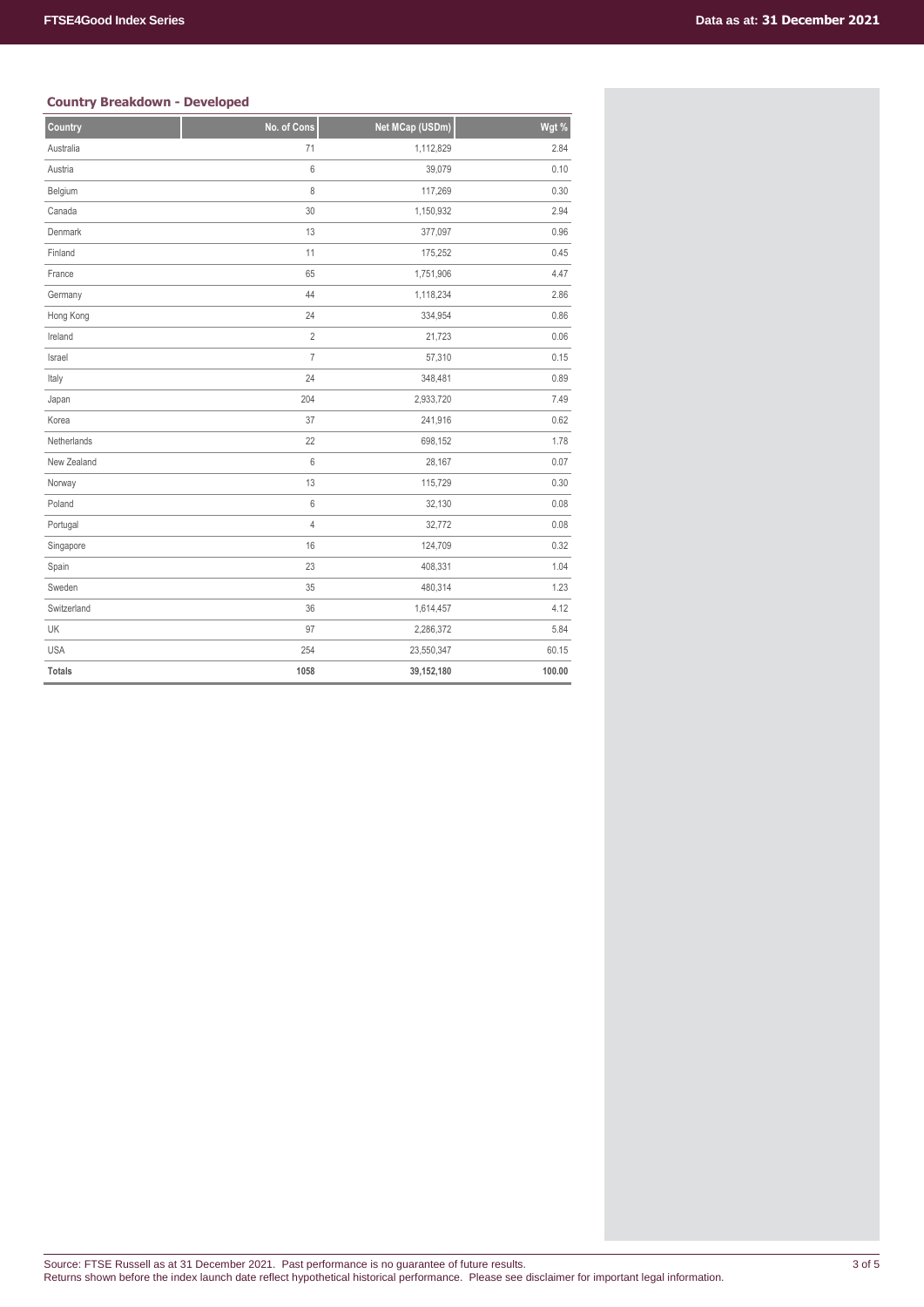### Country Breakdown - Developed

| Country | No. of Cons | Net MCap (USDm) | Wgt % |
|---|---|---|---|
| Australia | 71 | 1,112,829 | 2.84 |
| Austria | 6 | 39,079 | 0.10 |
| Belgium | 8 | 117,269 | 0.30 |
| Canada | 30 | 1,150,932 | 2.94 |
| Denmark | 13 | 377,097 | 0.96 |
| Finland | 11 | 175,252 | 0.45 |
| France | 65 | 1,751,906 | 4.47 |
| Germany | 44 | 1,118,234 | 2.86 |
| Hong Kong | 24 | 334,954 | 0.86 |
| Ireland | 2 | 21,723 | 0.06 |
| Israel | 7 | 57,310 | 0.15 |
| Italy | 24 | 348,481 | 0.89 |
| Japan | 204 | 2,933,720 | 7.49 |
| Korea | 37 | 241,916 | 0.62 |
| Netherlands | 22 | 698,152 | 1.78 |
| New Zealand | 6 | 28,167 | 0.07 |
| Norway | 13 | 115,729 | 0.30 |
| Poland | 6 | 32,130 | 0.08 |
| Portugal | 4 | 32,772 | 0.08 |
| Singapore | 16 | 124,709 | 0.32 |
| Spain | 23 | 408,331 | 1.04 |
| Sweden | 35 | 480,314 | 1.23 |
| Switzerland | 36 | 1,614,457 | 4.12 |
| UK | 97 | 2,286,372 | 5.84 |
| USA | 254 | 23,550,347 | 60.15 |
| **Totals** | **1058** | **39,152,180** | **100.00** |

Source: FTSE Russell as at 31 December 2021. Past performance is no guarantee of future results.
Returns shown before the index launch date reflect hypothetical historical performance. Please see disclaimer for important legal information.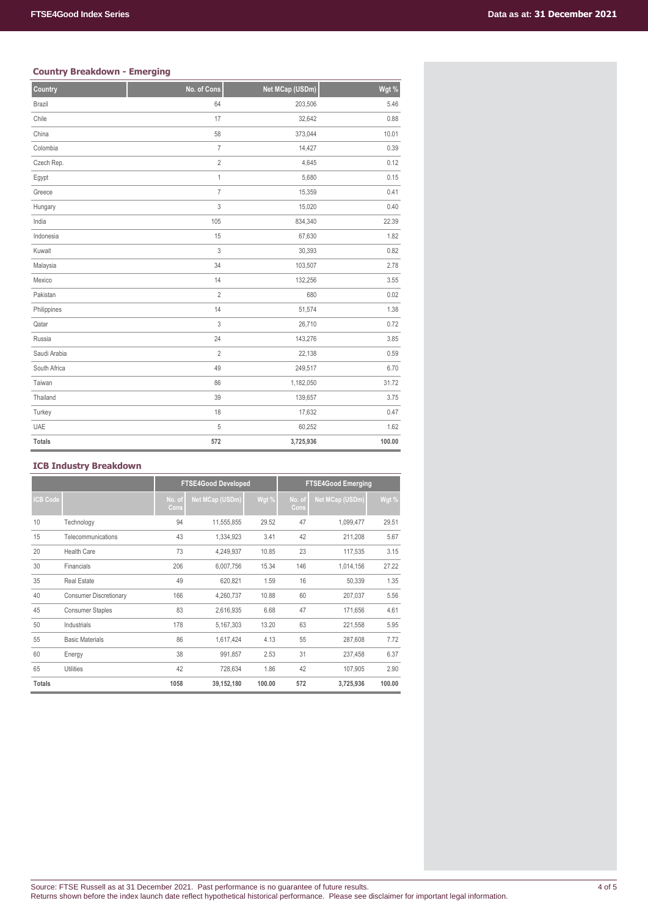### Country Breakdown - Emerging

| Country | No. of Cons | Net MCap (USDm) | Wgt % |
| --- | --- | --- | --- |
| Brazil | 64 | 203,506 | 5.46 |
| Chile | 17 | 32,642 | 0.88 |
| China | 58 | 373,044 | 10.01 |
| Colombia | 7 | 14,427 | 0.39 |
| Czech Rep. | 2 | 4,645 | 0.12 |
| Egypt | 1 | 5,680 | 0.15 |
| Greece | 7 | 15,359 | 0.41 |
| Hungary | 3 | 15,020 | 0.40 |
| India | 105 | 834,340 | 22.39 |
| Indonesia | 15 | 67,630 | 1.82 |
| Kuwait | 3 | 30,393 | 0.82 |
| Malaysia | 34 | 103,507 | 2.78 |
| Mexico | 14 | 132,256 | 3.55 |
| Pakistan | 2 | 680 | 0.02 |
| Philippines | 14 | 51,574 | 1.38 |
| Qatar | 3 | 26,710 | 0.72 |
| Russia | 24 | 143,276 | 3.85 |
| Saudi Arabia | 2 | 22,138 | 0.59 |
| South Africa | 49 | 249,517 | 6.70 |
| Taiwan | 86 | 1,182,050 | 31.72 |
| Thailand | 39 | 139,657 | 3.75 |
| Turkey | 18 | 17,632 | 0.47 |
| UAE | 5 | 60,252 | 1.62 |
| **Totals** | **572** | **3,725,936** | **100.00** |

### ICB Industry Breakdown

| | | FTSE4Good Developed | | | FTSE4Good Emerging | | |
| --- | --- | --- | --- | --- | --- | --- | --- |
| ICB Code | | No. of Cons | Net MCap (USDm) | Wgt % | No. of Cons | Net MCap (USDm) | Wgt % |
| 10 | Technology | 94 | 11,555,855 | 29.52 | 47 | 1,099,477 | 29.51 |
| 15 | Telecommunications | 43 | 1,334,923 | 3.41 | 42 | 211,208 | 5.67 |
| 20 | Health Care | 73 | 4,249,937 | 10.85 | 23 | 117,535 | 3.15 |
| 30 | Financials | 206 | 6,007,756 | 15.34 | 146 | 1,014,156 | 27.22 |
| 35 | Real Estate | 49 | 620,821 | 1.59 | 16 | 50,339 | 1.35 |
| 40 | Consumer Discretionary | 166 | 4,260,737 | 10.88 | 60 | 207,037 | 5.56 |
| 45 | Consumer Staples | 83 | 2,616,935 | 6.68 | 47 | 171,656 | 4.61 |
| 50 | Industrials | 178 | 5,167,303 | 13.20 | 63 | 221,558 | 5.95 |
| 55 | Basic Materials | 86 | 1,617,424 | 4.13 | 55 | 287,608 | 7.72 |
| 60 | Energy | 38 | 991,857 | 2.53 | 31 | 237,458 | 6.37 |
| 65 | Utilities | 42 | 728,634 | 1.86 | 42 | 107,905 | 2.90 |
| **Totals** | | **1058** | **39,152,180** | **100.00** | **572** | **3,725,936** | **100.00** |

Source: FTSE Russell as at 31 December 2021. Past performance is no guarantee of future results.
Returns shown before the index launch date reflect hypothetical historical performance. Please see disclaimer for important legal information.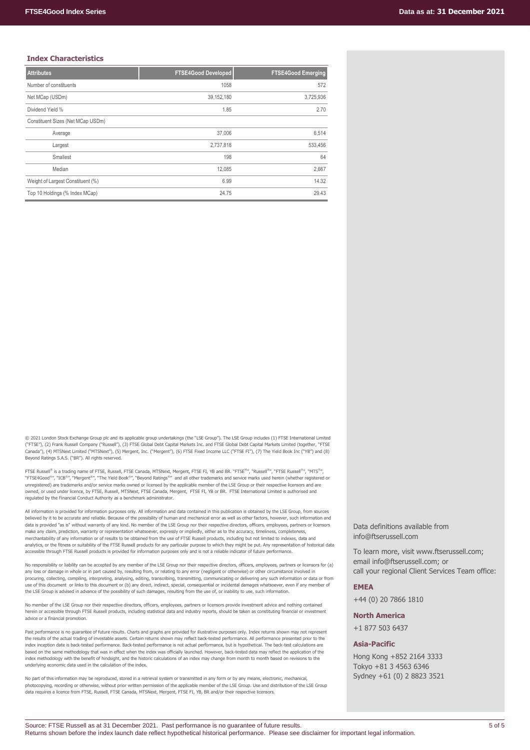### Index Characteristics

| Attributes | FTSE4Good Developed | FTSE4Good Emerging |
|---|---|---|
| Number of constituents | 1058 | 572 |
| Net MCap (USDm) | 39,152,180 | 3,725,936 |
| Dividend Yield % | 1.85 | 2.70 |
| Constituent Sizes (Net MCap USDm) | | |
| Average | 37,006 | 6,514 |
| Largest | 2,737,818 | 533,456 |
| Smallest | 198 | 64 |
| Median | 12,085 | 2,667 |
| Weight of Largest Constituent (%) | 6.99 | 14.32 |
| Top 10 Holdings (% Index MCap) | 24.75 | 29.43 |

© 2021 London Stock Exchange Group plc and its applicable group undertakings (the "LSE Group"). The LSE Group includes (1) FTSE International Limited ("FTSE"), (2) Frank Russell Company ("Russell"), (3) FTSE Global Debt Capital Markets Inc. and FTSE Global Debt Capital Markets Limited (together, "FTSE Canada"), (4) MTSNext Limited ("MTSNext"), (5) Mergent, Inc. ("Mergent"), (6) FTSE Fixed Income LLC ("FTSE FI"), (7) The Yield Book Inc ("YB") and (8) Beyond Ratings S.A.S. ("BR"). All rights reserved.

FTSE Russell® is a trading name of FTSE, Russell, FTSE Canada, MTSNext, Mergent, FTSE FI, YB and BR. "FTSE®", "Russell®", "FTSE Russell®", "MTS®", "FTSE4Good®", "ICB®", "Mergent®", "The Yield Book®", "Beyond Ratings®" and all other trademarks and service marks used herein (whether registered or unregistered) are trademarks and/or service marks owned or licensed by the applicable member of the LSE Group or their respective licensors and are owned, or used under licence, by FTSE, Russell, MTSNext, FTSE Canada, Mergent, FTSE FI, YB or BR. FTSE International Limited is authorised and regulated by the Financial Conduct Authority as a benchmark administrator.

All information is provided for information purposes only. All information and data contained in this publication is obtained by the LSE Group, from sources believed by it to be accurate and reliable. Because of the possibility of human and mechanical error as well as other factors, however, such information and data is provided "as is" without warranty of any kind. No member of the LSE Group nor their respective directors, officers, employees, partners or licensors make any claim, prediction, warranty or representation whatsoever, expressly or impliedly, either as to the accuracy, timeliness, completeness, merchantability of any information or of results to be obtained from the use of FTSE Russell products, including but not limited to indexes, data and analytics, or the fitness or suitability of the FTSE Russell products for any particular purpose to which they might be put. Any representation of historical data accessible through FTSE Russell products is provided for information purposes only and is not a reliable indicator of future performance.

No responsibility or liability can be accepted by any member of the LSE Group nor their respective directors, officers, employees, partners or licensors for (a) any loss or damage in whole or in part caused by, resulting from, or relating to any error (negligent or otherwise) or other circumstance involved in procuring, collecting, compiling, interpreting, analysing, editing, transcribing, transmitting, communicating or delivering any such information or data or from use of this document or links to this document or (b) any direct, indirect, special, consequential or incidental damages whatsoever, even if any member of the LSE Group is advised in advance of the possibility of such damages, resulting from the use of, or inability to use, such information.

No member of the LSE Group nor their respective directors, officers, employees, partners or licensors provide investment advice and nothing contained herein or accessible through FTSE Russell products, including statistical data and industry reports, should be taken as constituting financial or investment advice or a financial promotion.

Past performance is no guarantee of future results. Charts and graphs are provided for illustrative purposes only. Index returns shown may not represent the results of the actual trading of investable assets. Certain returns shown may reflect back-tested performance. All performance presented prior to the index inception date is back-tested performance. Back-tested performance is not actual performance, but is hypothetical. The back-test calculations are based on the same methodology that was in effect when the index was officially launched. However, back-tested data may reflect the application of the index methodology with the benefit of hindsight, and the historic calculations of an index may change from month to month based on revisions to the underlying economic data used in the calculation of the index.

No part of this information may be reproduced, stored in a retrieval system or transmitted in any form or by any means, electronic, mechanical, photocopying, recording or otherwise, without prior written permission of the applicable member of the LSE Group. Use and distribution of the LSE Group data requires a licence from FTSE, Russell, FTSE Canada, MTSNext, Mergent, FTSE FI, YB, BR and/or their respective licensors.

Data definitions available from info@ftserussell.com

To learn more, visit www.ftserussell.com; email info@ftserussell.com; or call your regional Client Services Team office:

**EMEA**

+44 (0) 20 7866 1810

**North America**

+1 877 503 6437

**Asia-Pacific**

Hong Kong +852 2164 3333
Tokyo +81 3 4563 6346
Sydney +61 (0) 2 8823 3521

Source: FTSE Russell as at 31 December 2021. Past performance is no guarantee of future results.
Returns shown before the index launch date reflect hypothetical historical performance. Please see disclaimer for important legal information.